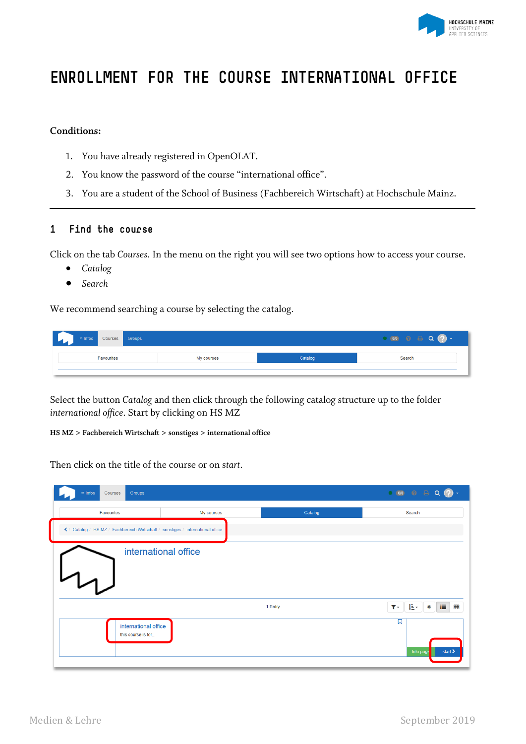# ENROLLMENT FOR THE COURSE INTERNATIONAL OFFICE

**Conditions:**

1. You have already registered in OpenOLAT.
2. You know the password of the course “international office”.
3. You are a student of the School of Business (Fachbereich Wirtschaft) at Hochschule Mainz.

---

## 1 Find the course

Click on the tab *Courses*. In the menu on the right you will see two options how to access your course.

- *Catalog*
- *Search*

We recommend searching a course by selecting the catalog.

Select the button *Catalog* and then click through the following catalog structure up to the folder *international office*. Start by clicking on HS MZ

**HS MZ > Fachbereich Wirtschaft > sonstiges > international office**

Then click on the title of the course or on *start*.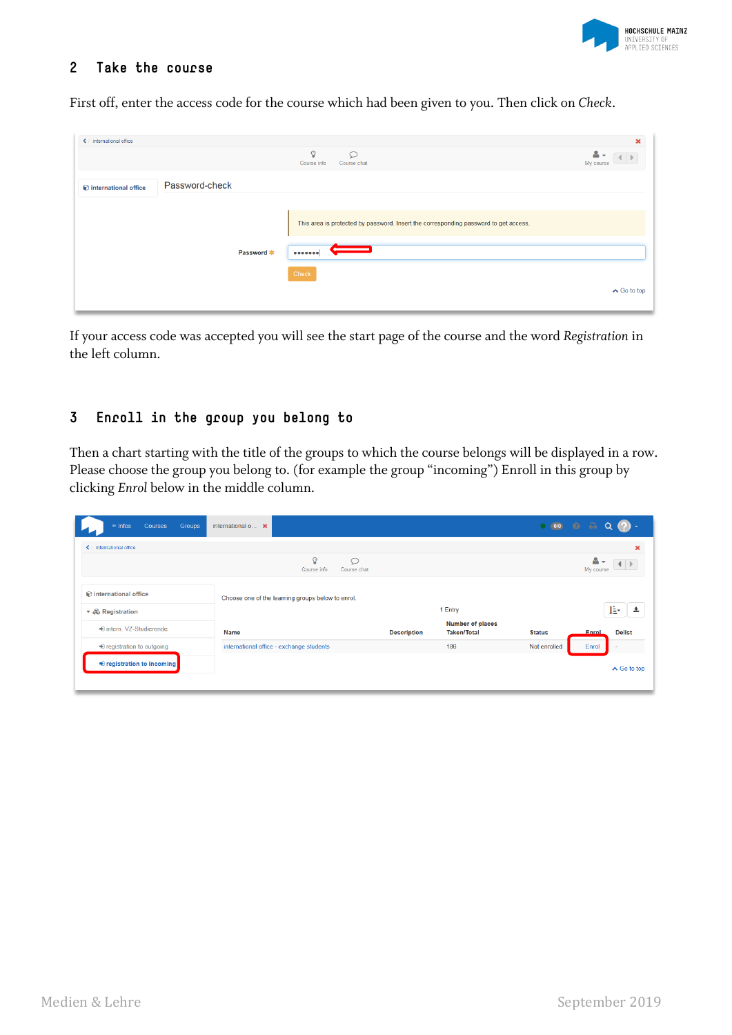## 2 Take the course

First off, enter the access code for the course which had been given to you. Then click on *Check*.

If your access code was accepted you will see the start page of the course and the word *Registration* in the left column.

## 3 Enroll in the group you belong to

Then a chart starting with the title of the groups to which the course belongs will be displayed in a row. Please choose the group you belong to. (for example the group “incoming”) Enroll in this group by clicking *Enrol* below in the middle column.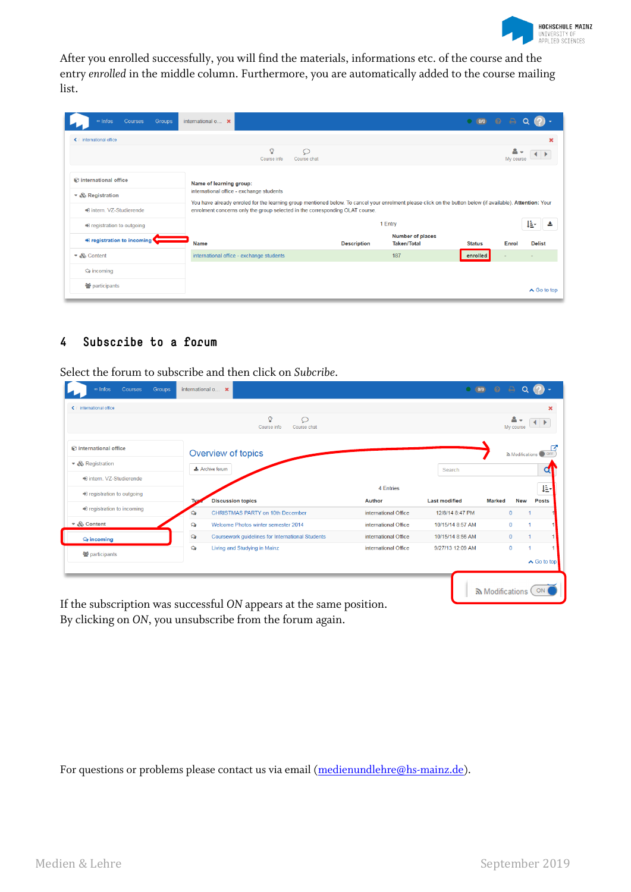After you enrolled successfully, you will find the materials, informations etc. of the course and the entry *enrolled* in the middle column. Furthermore, you are automatically added to the course mailing list.

## 4 Subscribe to a forum

Select the forum to subscribe and then click on *Subcribe*.

If the subscription was successful *ON* appears at the same position.
By clicking on *ON*, you unsubscribe from the forum again.

For questions or problems please contact us via email (medienundlehre@hs-mainz.de).